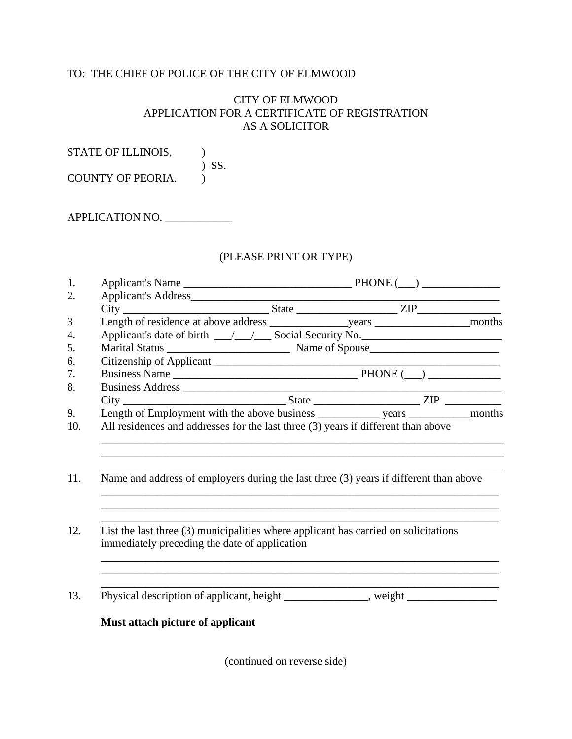TO: THE CHIEF OF POLICE OF THE CITY OF ELMWOOD

# CITY OF ELMWOOD
## APPLICATION FOR A CERTIFICATE OF REGISTRATION AS A SOLICITOR

STATE OF ILLINOIS, )
) SS.
COUNTY OF PEORIA. )

APPLICATION NO. ____________

(PLEASE PRINT OR TYPE)

1. Applicant's Name ______________________________ PHONE (___) ______________
2. Applicant's Address_________________________________________________________
   City __________________________ State __________________ ZIP_______________
3. Length of residence at above address ______________years _________________months
4. Applicant's date of birth ___/___/___ Social Security No._________________________
5. Marital Status ______________________ Name of Spouse_______________________
6. Citizenship of Applicant _______________________________________________
7. Business Name _________________________________ PHONE (___) _____________
8. Business Address ______________________________________________________
   City ____________________________ State ___________________ ZIP __________
9. Length of Employment with the above business ___________ years ___________months
10. All residences and addresses for the last three (3) years if different than above
    ___________________________________________________________________________
    ___________________________________________________________________________
    ___________________________________________________________________________
11. Name and address of employers during the last three (3) years if different than above
    ___________________________________________________________________________
    ___________________________________________________________________________
    ___________________________________________________________________________
12. List the last three (3) municipalities where applicant has carried on solicitations immediately preceding the date of application
    ___________________________________________________________________________
    ___________________________________________________________________________
    ___________________________________________________________________________
13. Physical description of applicant, height _______________, weight ________________

    **Must attach picture of applicant**

(continued on reverse side)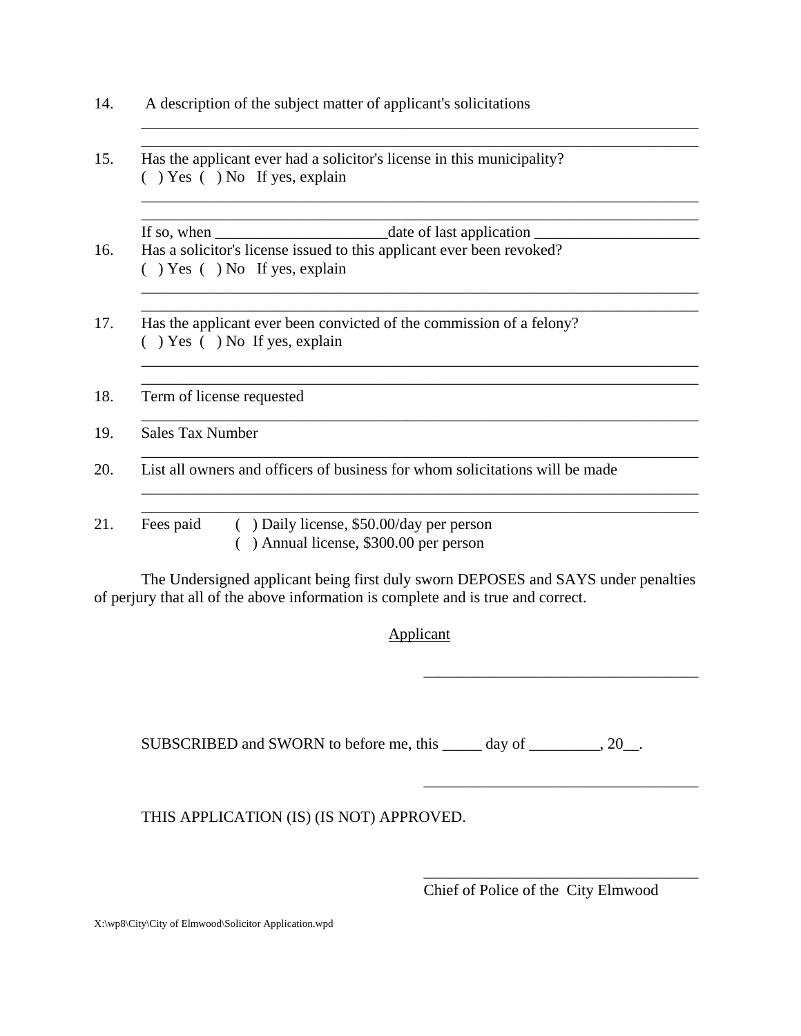14. A description of the subject matter of applicant's solicitations

____________________________________________________________________________
____________________________________________________________________________

15. Has the applicant ever had a solicitor's license in this municipality?
( ) Yes ( ) No If yes, explain

____________________________________________________________________________
____________________________________________________________________________

If so, when ______________________date of last application _____________________

16. Has a solicitor's license issued to this applicant ever been revoked?
( ) Yes ( ) No If yes, explain

____________________________________________________________________________
____________________________________________________________________________

17. Has the applicant ever been convicted of the commission of a felony?
( ) Yes ( ) No If yes, explain

____________________________________________________________________________
____________________________________________________________________________

18. Term of license requested

____________________________________________________________________________

19. Sales Tax Number

____________________________________________________________________________

20. List all owners and officers of business for whom solicitations will be made

____________________________________________________________________________
____________________________________________________________________________

21. Fees paid ( ) Daily license, $50.00/day per person
( ) Annual license, $300.00 per person

The Undersigned applicant being first duly sworn DEPOSES and SAYS under penalties of perjury that all of the above information is complete and is true and correct.

Applicant

___________________________________

SUBSCRIBED and SWORN to before me, this _____ day of _________, 20__.

___________________________________

THIS APPLICATION (IS) (IS NOT) APPROVED.

___________________________________
Chief of Police of the City Elmwood

X:\wp8\City\City of Elmwood\Solicitor Application.wpd